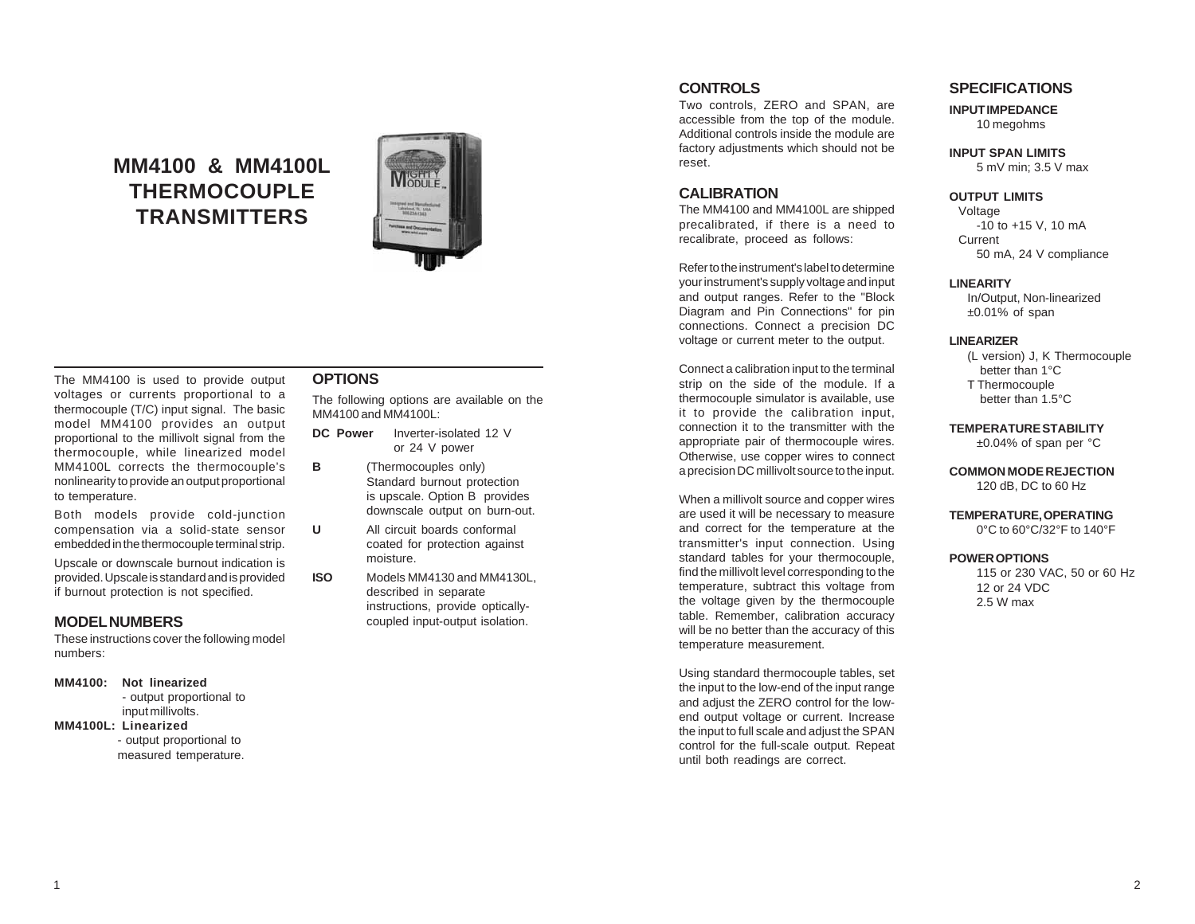# MM4100 & MM4100L THERMOCOUPLE TRANSMITTERS

The MM4100 is used to provide output voltages or currents proportional to a thermocouple (T/C) input signal. The basic model MM4100 provides an output proportional to the millivolt signal from the thermocouple, while linearized model MM4100L corrects the thermocouple's nonlinearity to provide an output proportional to temperature.

Both models provide cold-junction compensation via a solid-state sensor embedded in the thermocouple terminal strip.

Upscale or downscale burnout indication is provided. Upscale is standard and is provided if burnout protection is not specified.

## MODEL NUMBERS

These instructions cover the following model numbers:

**MM4100: Not linearized**
- output proportional to input millivolts.

**MM4100L: Linearized**
- output proportional to measured temperature.

## OPTIONS

The following options are available on the MM4100 and MM4100L:

**DC Power** Inverter-isolated 12 V or 24 V power

**B** (Thermocouples only) Standard burnout protection is upscale. Option B provides downscale output on burn-out.

**U** All circuit boards conformal coated for protection against moisture.

**ISO** Models MM4130 and MM4130L, described in separate instructions, provide optically-coupled input-output isolation.

## CONTROLS

Two controls, ZERO and SPAN, are accessible from the top of the module. Additional controls inside the module are factory adjustments which should not be reset.

## CALIBRATION

The MM4100 and MM4100L are shipped precalibrated, if there is a need to recalibrate, proceed as follows:

Refer to the instrument's label to determine your instrument's supply voltage and input and output ranges. Refer to the "Block Diagram and Pin Connections" for pin connections. Connect a precision DC voltage or current meter to the output.

Connect a calibration input to the terminal strip on the side of the module. If a thermocouple simulator is available, use it to provide the calibration input, connection it to the transmitter with the appropriate pair of thermocouple wires. Otherwise, use copper wires to connect a precision DC millivolt source to the input.

When a millivolt source and copper wires are used it will be necessary to measure and correct for the temperature at the transmitter's input connection. Using standard tables for your thermocouple, find the millivolt level corresponding to the temperature, subtract this voltage from the voltage given by the thermocouple table. Remember, calibration accuracy will be no better than the accuracy of this temperature measurement.

Using standard thermocouple tables, set the input to the low-end of the input range and adjust the ZERO control for the low-end output voltage or current. Increase the input to full scale and adjust the SPAN control for the full-scale output. Repeat until both readings are correct.

## SPECIFICATIONS

**INPUT IMPEDANCE**
10 megohms

**INPUT SPAN LIMITS**
5 mV min; 3.5 V max

**OUTPUT LIMITS**
Voltage
-10 to +15 V, 10 mA
Current
50 mA, 24 V compliance

**LINEARITY**
In/Output, Non-linearized
±0.01% of span

**LINEARIZER**
(L version) J, K Thermocouple
better than 1°C
T Thermocouple
better than 1.5°C

**TEMPERATURE STABILITY**
±0.04% of span per °C

**COMMON MODE REJECTION**
120 dB, DC to 60 Hz

**TEMPERATURE, OPERATING**
0°C to 60°C/32°F to 140°F

**POWER OPTIONS**
115 or 230 VAC, 50 or 60 Hz
12 or 24 VDC
2.5 W max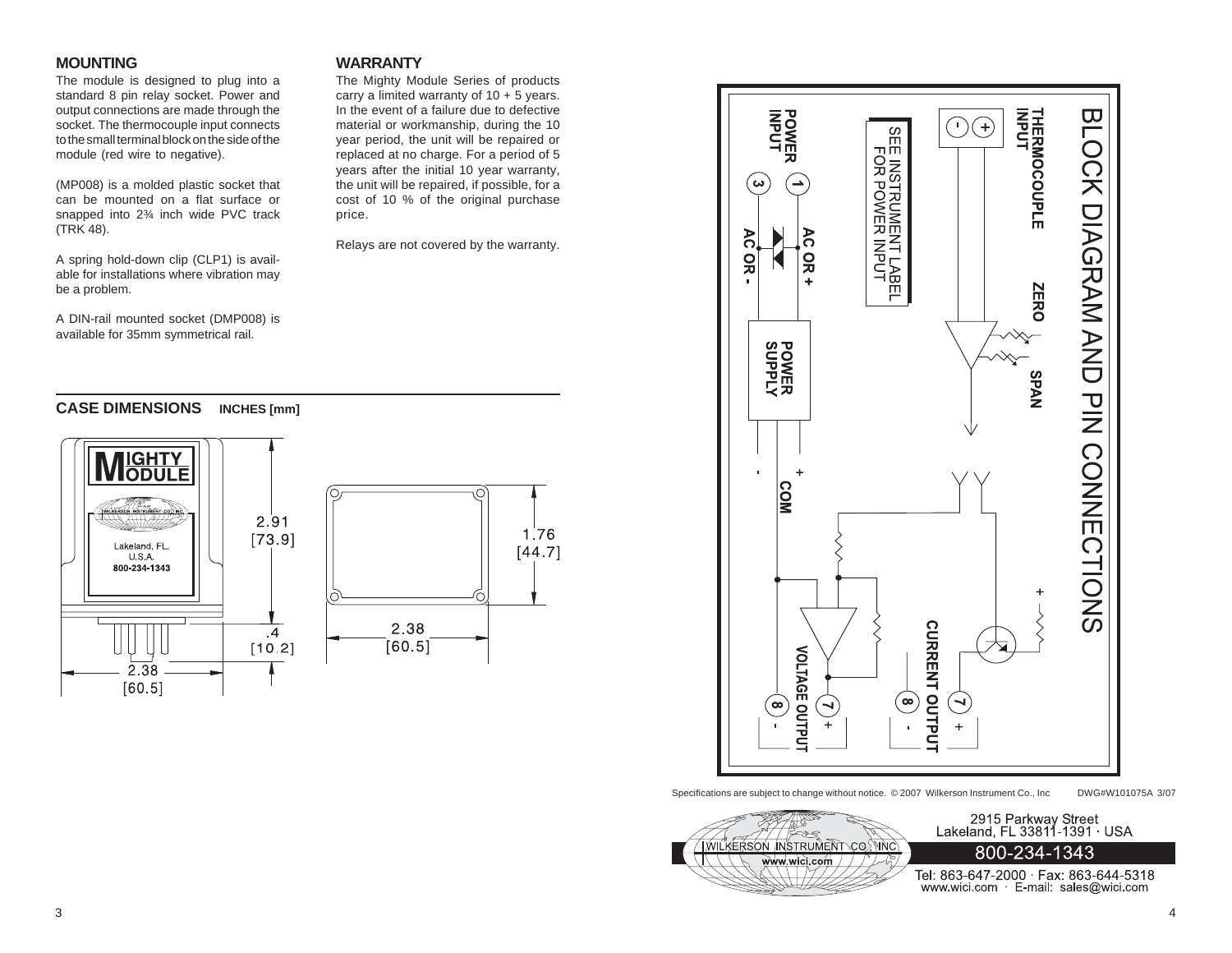## MOUNTING

The module is designed to plug into a standard 8 pin relay socket. Power and output connections are made through the socket. The thermocouple input connects to the small terminal block on the side of the module (red wire to negative).

(MP008) is a molded plastic socket that can be mounted on a flat surface or snapped into 2¾ inch wide PVC track (TRK 48).

A spring hold-down clip (CLP1) is available for installations where vibration may be a problem.

A DIN-rail mounted socket (DMP008) is available for 35mm symmetrical rail.

## WARRANTY

The Mighty Module Series of products carry a limited warranty of 10 + 5 years. In the event of a failure due to defective material or workmanship, during the 10 year period, the unit will be repaired or replaced at no charge. For a period of 5 years after the initial 10 year warranty, the unit will be repaired, if possible, for a cost of 10 % of the original purchase price.

Relays are not covered by the warranty.

## CASE DIMENSIONS INCHES [mm]

MIGHTY MODULE
WILKERSON INSTRUMENT CO. INC.
Lakeland, FL.
U.S.A.
800-234-1343

2.91
[73.9]

.4
[10.2]

2.38
[60.5]

1.76
[44.7]

2.38
[60.5]

## BLOCK DIAGRAM AND PIN CONNECTIONS

THERMOCOUPLE INPUT
+ -
SEE INSTRUMENT LABEL FOR POWER INPUT
POWER INPUT
1 AC OR +
3 AC OR -
POWER SUPPLY
+ - COM
ZERO
SPAN
CURRENT OUTPUT
7 +
8 -
VOLTAGE OUTPUT
7 +
8 -

Specifications are subject to change without notice. © 2007 Wilkerson Instrument Co., Inc DWG#W101075A 3/07

WILKERSON INSTRUMENT CO. INC.
www.wici.com

2915 Parkway Street
Lakeland, FL 33811-1391 · USA
800-234-1343
Tel: 863-647-2000 · Fax: 863-644-5318
www.wici.com · E-mail: sales@wici.com